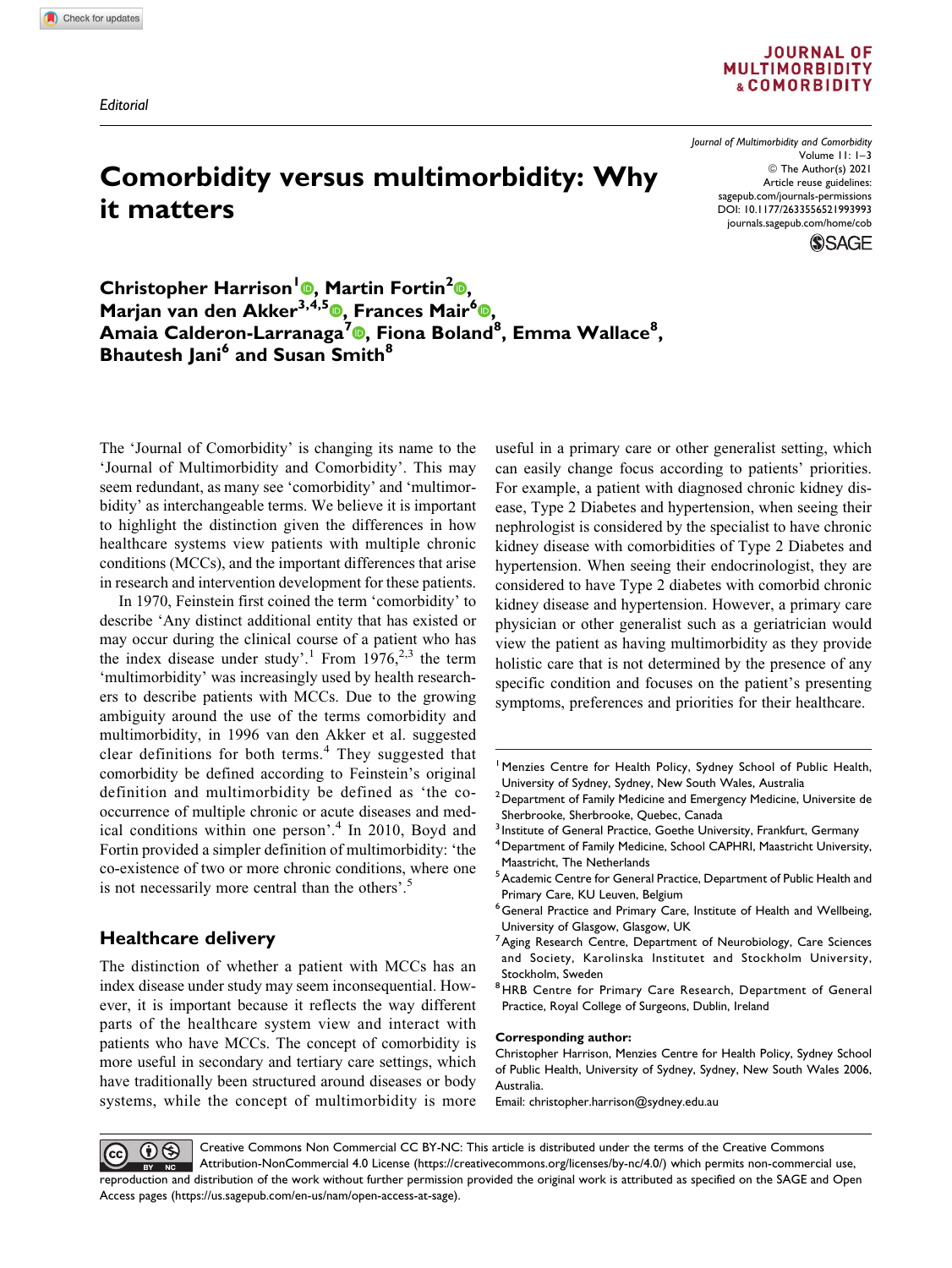Editorial

# Comorbidity versus multimorbidity: Why it matters

**Christopher Harrison[1], Martin Fortin[2], Marjan van den Akker[3,4,5], Frances Mair[6], Amaia Calderon-Larranaga[7], Fiona Boland[8], Emma Wallace[8], Bhautesh Jani[6] and Susan Smith[8]**

The 'Journal of Comorbidity' is changing its name to the 'Journal of Multimorbidity and Comorbidity'. This may seem redundant, as many see 'comorbidity' and 'multimorbidity' as interchangeable terms. We believe it is important to highlight the distinction given the differences in how healthcare systems view patients with multiple chronic conditions (MCCs), and the important differences that arise in research and intervention development for these patients.

In 1970, Feinstein first coined the term 'comorbidity' to describe 'Any distinct additional entity that has existed or may occur during the clinical course of a patient who has the index disease under study'.[1] From 1976,[2,3] the term 'multimorbidity' was increasingly used by health researchers to describe patients with MCCs. Due to the growing ambiguity around the use of the terms comorbidity and multimorbidity, in 1996 van den Akker et al. suggested clear definitions for both terms.[4] They suggested that comorbidity be defined according to Feinstein's original definition and multimorbidity be defined as 'the co-occurrence of multiple chronic or acute diseases and medical conditions within one person'.[4] In 2010, Boyd and Fortin provided a simpler definition of multimorbidity: 'the co-existence of two or more chronic conditions, where one is not necessarily more central than the others'.[5]

## Healthcare delivery

The distinction of whether a patient with MCCs has an index disease under study may seem inconsequential. However, it is important because it reflects the way different parts of the healthcare system view and interact with patients who have MCCs. The concept of comorbidity is more useful in secondary and tertiary care settings, which have traditionally been structured around diseases or body systems, while the concept of multimorbidity is more useful in a primary care or other generalist setting, which can easily change focus according to patients' priorities. For example, a patient with diagnosed chronic kidney disease, Type 2 Diabetes and hypertension, when seeing their nephrologist is considered by the specialist to have chronic kidney disease with comorbidities of Type 2 Diabetes and hypertension. When seeing their endocrinologist, they are considered to have Type 2 diabetes with comorbid chronic kidney disease and hypertension. However, a primary care physician or other generalist such as a geriatrician would view the patient as having multimorbidity as they provide holistic care that is not determined by the presence of any specific condition and focuses on the patient's presenting symptoms, preferences and priorities for their healthcare.

[1] Menzies Centre for Health Policy, Sydney School of Public Health, University of Sydney, Sydney, New South Wales, Australia
[2] Department of Family Medicine and Emergency Medicine, Universite de Sherbrooke, Sherbrooke, Quebec, Canada
[3] Institute of General Practice, Goethe University, Frankfurt, Germany
[4] Department of Family Medicine, School CAPHRI, Maastricht University, Maastricht, The Netherlands
[5] Academic Centre for General Practice, Department of Public Health and Primary Care, KU Leuven, Belgium
[6] General Practice and Primary Care, Institute of Health and Wellbeing, University of Glasgow, Glasgow, UK
[7] Aging Research Centre, Department of Neurobiology, Care Sciences and Society, Karolinska Institutet and Stockholm University, Stockholm, Sweden
[8] HRB Centre for Primary Care Research, Department of General Practice, Royal College of Surgeons, Dublin, Ireland

**Corresponding author:**
Christopher Harrison, Menzies Centre for Health Policy, Sydney School of Public Health, University of Sydney, Sydney, New South Wales 2006, Australia.
Email: christopher.harrison@sydney.edu.au

Creative Commons Non Commercial CC BY-NC: This article is distributed under the terms of the Creative Commons Attribution-NonCommercial 4.0 License (https://creativecommons.org/licenses/by-nc/4.0/) which permits non-commercial use, reproduction and distribution of the work without further permission provided the original work is attributed as specified on the SAGE and Open Access pages (https://us.sagepub.com/en-us/nam/open-access-at-sage).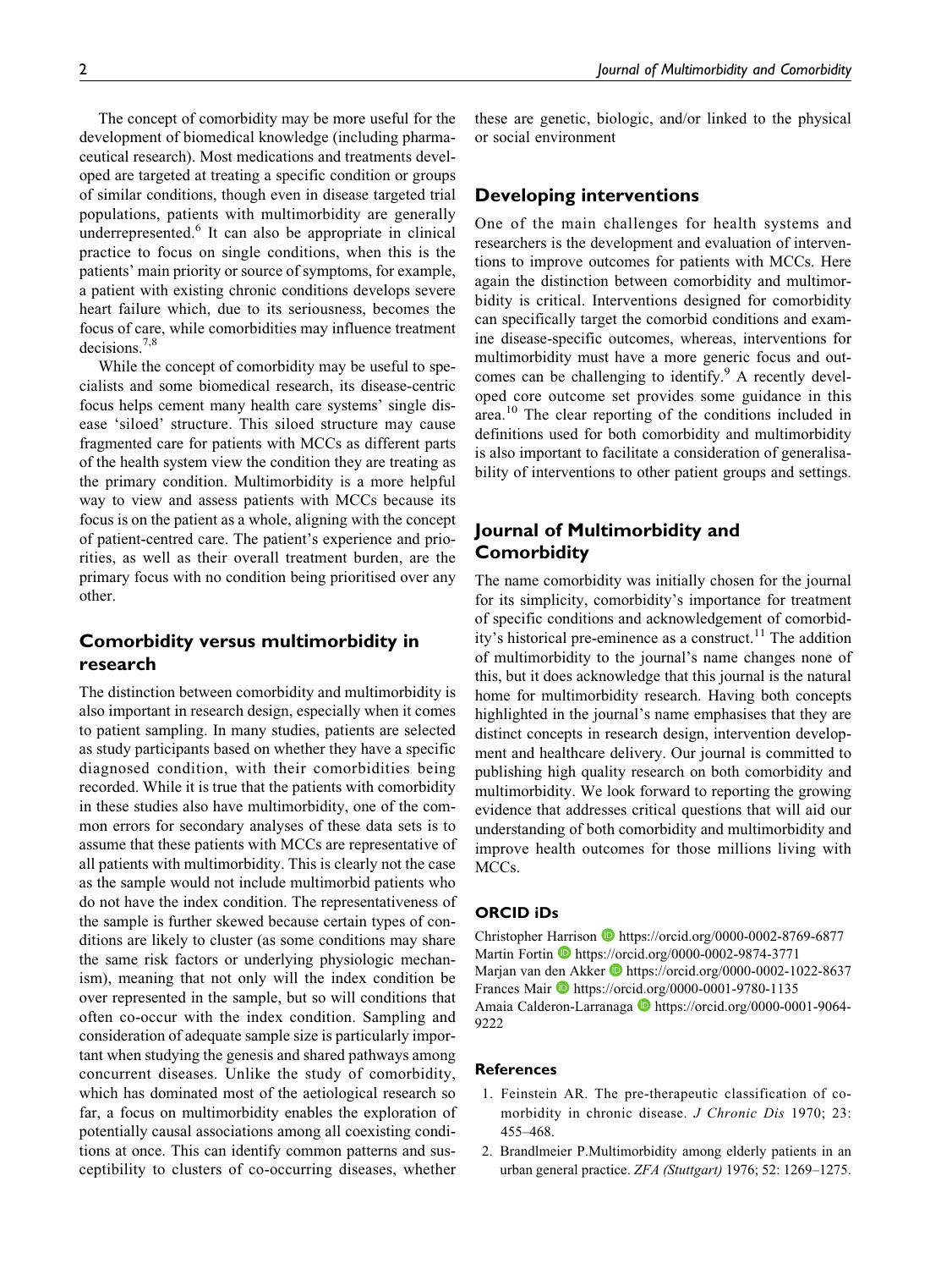The concept of comorbidity may be more useful for the development of biomedical knowledge (including pharmaceutical research). Most medications and treatments developed are targeted at treating a specific condition or groups of similar conditions, though even in disease targeted trial populations, patients with multimorbidity are generally underrepresented.[6] It can also be appropriate in clinical practice to focus on single conditions, when this is the patients' main priority or source of symptoms, for example, a patient with existing chronic conditions develops severe heart failure which, due to its seriousness, becomes the focus of care, while comorbidities may influence treatment decisions.[7,8]

While the concept of comorbidity may be useful to specialists and some biomedical research, its disease-centric focus helps cement many health care systems' single disease 'siloed' structure. This siloed structure may cause fragmented care for patients with MCCs as different parts of the health system view the condition they are treating as the primary condition. Multimorbidity is a more helpful way to view and assess patients with MCCs because its focus is on the patient as a whole, aligning with the concept of patient-centred care. The patient's experience and priorities, as well as their overall treatment burden, are the primary focus with no condition being prioritised over any other.

## Comorbidity versus multimorbidity in research

The distinction between comorbidity and multimorbidity is also important in research design, especially when it comes to patient sampling. In many studies, patients are selected as study participants based on whether they have a specific diagnosed condition, with their comorbidities being recorded. While it is true that the patients with comorbidity in these studies also have multimorbidity, one of the common errors for secondary analyses of these data sets is to assume that these patients with MCCs are representative of all patients with multimorbidity. This is clearly not the case as the sample would not include multimorbid patients who do not have the index condition. The representativeness of the sample is further skewed because certain types of conditions are likely to cluster (as some conditions may share the same risk factors or underlying physiologic mechanism), meaning that not only will the index condition be over represented in the sample, but so will conditions that often co-occur with the index condition. Sampling and consideration of adequate sample size is particularly important when studying the genesis and shared pathways among concurrent diseases. Unlike the study of comorbidity, which has dominated most of the aetiological research so far, a focus on multimorbidity enables the exploration of potentially causal associations among all coexisting conditions at once. This can identify common patterns and susceptibility to clusters of co-occurring diseases, whether these are genetic, biologic, and/or linked to the physical or social environment

## Developing interventions

One of the main challenges for health systems and researchers is the development and evaluation of interventions to improve outcomes for patients with MCCs. Here again the distinction between comorbidity and multimorbidity is critical. Interventions designed for comorbidity can specifically target the comorbid conditions and examine disease-specific outcomes, whereas, interventions for multimorbidity must have a more generic focus and outcomes can be challenging to identify.[9] A recently developed core outcome set provides some guidance in this area.[10] The clear reporting of the conditions included in definitions used for both comorbidity and multimorbidity is also important to facilitate a consideration of generalisability of interventions to other patient groups and settings.

## Journal of Multimorbidity and Comorbidity

The name comorbidity was initially chosen for the journal for its simplicity, comorbidity's importance for treatment of specific conditions and acknowledgement of comorbidity's historical pre-eminence as a construct.[11] The addition of multimorbidity to the journal's name changes none of this, but it does acknowledge that this journal is the natural home for multimorbidity research. Having both concepts highlighted in the journal's name emphasises that they are distinct concepts in research design, intervention development and healthcare delivery. Our journal is committed to publishing high quality research on both comorbidity and multimorbidity. We look forward to reporting the growing evidence that addresses critical questions that will aid our understanding of both comorbidity and multimorbidity and improve health outcomes for those millions living with MCCs.

### ORCID iDs

Christopher Harrison https://orcid.org/0000-0002-8769-6877
Martin Fortin https://orcid.org/0000-0002-9874-3771
Marjan van den Akker https://orcid.org/0000-0002-1022-8637
Frances Mair https://orcid.org/0000-0001-9780-1135
Amaia Calderon-Larranaga https://orcid.org/0000-0001-9064-9222

### References

1. Feinstein AR. The pre-therapeutic classification of comorbidity in chronic disease. *J Chronic Dis* 1970; 23: 455–468.
2. Brandlmeier P.Multimorbidity among elderly patients in an urban general practice. *ZFA (Stuttgart)* 1976; 52: 1269–1275.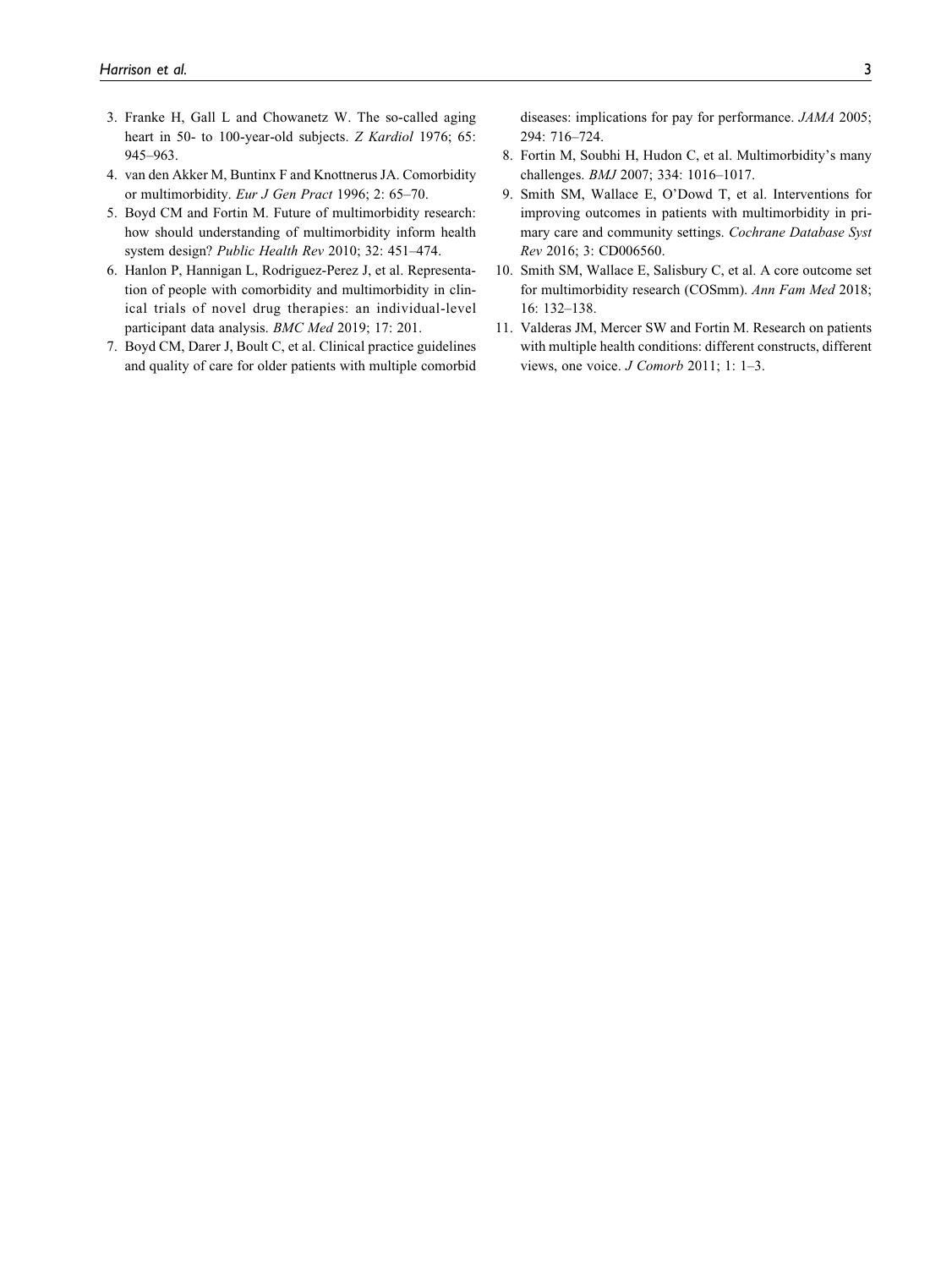3. Franke H, Gall L and Chowanetz W. The so-called aging heart in 50- to 100-year-old subjects. *Z Kardiol* 1976; 65: 945–963.
4. van den Akker M, Buntinx F and Knottnerus JA. Comorbidity or multimorbidity. *Eur J Gen Pract* 1996; 2: 65–70.
5. Boyd CM and Fortin M. Future of multimorbidity research: how should understanding of multimorbidity inform health system design? *Public Health Rev* 2010; 32: 451–474.
6. Hanlon P, Hannigan L, Rodriguez-Perez J, et al. Representation of people with comorbidity and multimorbidity in clinical trials of novel drug therapies: an individual-level participant data analysis. *BMC Med* 2019; 17: 201.
7. Boyd CM, Darer J, Boult C, et al. Clinical practice guidelines and quality of care for older patients with multiple comorbid diseases: implications for pay for performance. *JAMA* 2005; 294: 716–724.
8. Fortin M, Soubhi H, Hudon C, et al. Multimorbidity's many challenges. *BMJ* 2007; 334: 1016–1017.
9. Smith SM, Wallace E, O'Dowd T, et al. Interventions for improving outcomes in patients with multimorbidity in primary care and community settings. *Cochrane Database Syst Rev* 2016; 3: CD006560.
10. Smith SM, Wallace E, Salisbury C, et al. A core outcome set for multimorbidity research (COSmm). *Ann Fam Med* 2018; 16: 132–138.
11. Valderas JM, Mercer SW and Fortin M. Research on patients with multiple health conditions: different constructs, different views, one voice. *J Comorb* 2011; 1: 1–3.